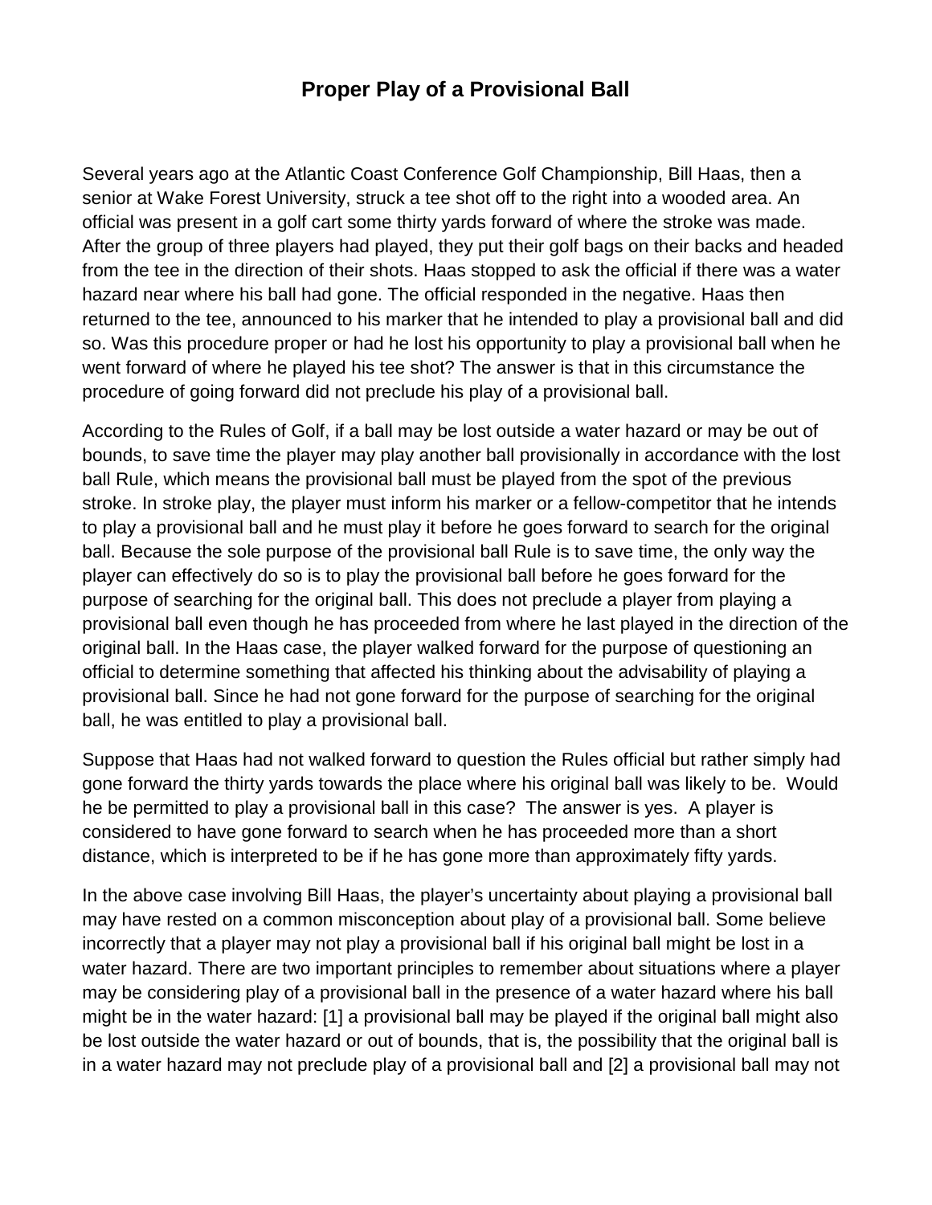# Proper Play of a Provisional Ball

Several years ago at the Atlantic Coast Conference Golf Championship, Bill Haas, then a senior at Wake Forest University, struck a tee shot off to the right into a wooded area. An official was present in a golf cart some thirty yards forward of where the stroke was made. After the group of three players had played, they put their golf bags on their backs and headed from the tee in the direction of their shots. Haas stopped to ask the official if there was a water hazard near where his ball had gone. The official responded in the negative. Haas then returned to the tee, announced to his marker that he intended to play a provisional ball and did so. Was this procedure proper or had he lost his opportunity to play a provisional ball when he went forward of where he played his tee shot? The answer is that in this circumstance the procedure of going forward did not preclude his play of a provisional ball.

According to the Rules of Golf, if a ball may be lost outside a water hazard or may be out of bounds, to save time the player may play another ball provisionally in accordance with the lost ball Rule, which means the provisional ball must be played from the spot of the previous stroke. In stroke play, the player must inform his marker or a fellow-competitor that he intends to play a provisional ball and he must play it before he goes forward to search for the original ball. Because the sole purpose of the provisional ball Rule is to save time, the only way the player can effectively do so is to play the provisional ball before he goes forward for the purpose of searching for the original ball. This does not preclude a player from playing a provisional ball even though he has proceeded from where he last played in the direction of the original ball. In the Haas case, the player walked forward for the purpose of questioning an official to determine something that affected his thinking about the advisability of playing a provisional ball. Since he had not gone forward for the purpose of searching for the original ball, he was entitled to play a provisional ball.

Suppose that Haas had not walked forward to question the Rules official but rather simply had gone forward the thirty yards towards the place where his original ball was likely to be. Would he be permitted to play a provisional ball in this case? The answer is yes. A player is considered to have gone forward to search when he has proceeded more than a short distance, which is interpreted to be if he has gone more than approximately fifty yards.

In the above case involving Bill Haas, the player's uncertainty about playing a provisional ball may have rested on a common misconception about play of a provisional ball. Some believe incorrectly that a player may not play a provisional ball if his original ball might be lost in a water hazard. There are two important principles to remember about situations where a player may be considering play of a provisional ball in the presence of a water hazard where his ball might be in the water hazard: [1] a provisional ball may be played if the original ball might also be lost outside the water hazard or out of bounds, that is, the possibility that the original ball is in a water hazard may not preclude play of a provisional ball and [2] a provisional ball may not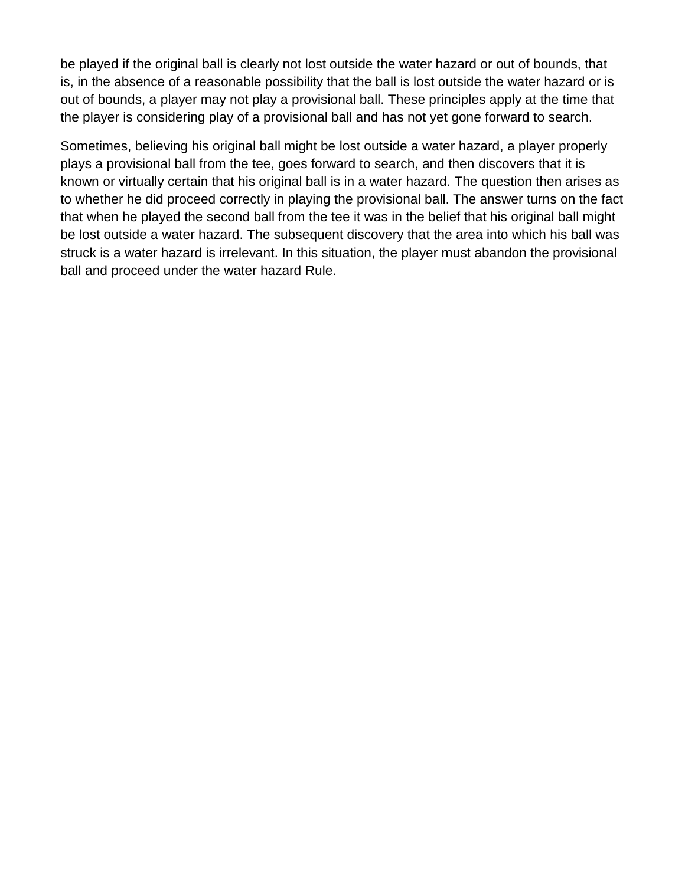be played if the original ball is clearly not lost outside the water hazard or out of bounds, that is, in the absence of a reasonable possibility that the ball is lost outside the water hazard or is out of bounds, a player may not play a provisional ball. These principles apply at the time that the player is considering play of a provisional ball and has not yet gone forward to search.

Sometimes, believing his original ball might be lost outside a water hazard, a player properly plays a provisional ball from the tee, goes forward to search, and then discovers that it is known or virtually certain that his original ball is in a water hazard. The question then arises as to whether he did proceed correctly in playing the provisional ball. The answer turns on the fact that when he played the second ball from the tee it was in the belief that his original ball might be lost outside a water hazard. The subsequent discovery that the area into which his ball was struck is a water hazard is irrelevant. In this situation, the player must abandon the provisional ball and proceed under the water hazard Rule.